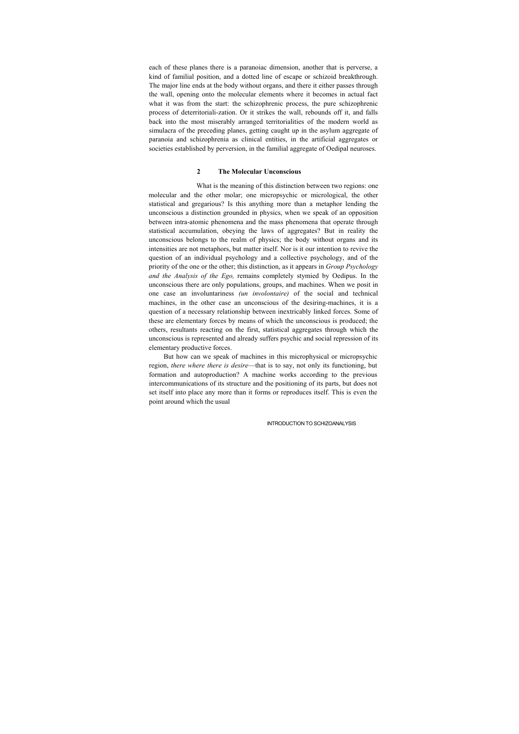each of these planes there is a paranoiac dimension, another that is perverse, a kind of familial position, and a dotted line of escape or schizoid breakthrough. The major line ends at the body without organs, and there it either passes through the wall, opening onto the molecular elements where it becomes in actual fact what it was from the start: the schizophrenic process, the pure schizophrenic process of deterritoriali-zation. Or it strikes the wall, rebounds off it, and falls back into the most miserably arranged territorialities of the modern world as simulacra of the preceding planes, getting caught up in the asylum aggregate of paranoia and schizophrenia as clinical entities, in the artificial aggregates or societies established by perversion, in the familial aggregate of Oedipal neuroses.

## 2 The Molecular Unconscious

What is the meaning of this distinction between two regions: one molecular and the other molar; one micropsychic or micrological, the other statistical and gregarious? Is this anything more than a metaphor lending the unconscious a distinction grounded in physics, when we speak of an opposition between intra-atomic phenomena and the mass phenomena that operate through statistical accumulation, obeying the laws of aggregates? But in reality the unconscious belongs to the realm of physics; the body without organs and its intensities are not metaphors, but matter itself. Nor is it our intention to revive the question of an individual psychology and a collective psychology, and of the priority of the one or the other; this distinction, as it appears in *Group Psychology and the Analysis of the Ego,* remains completely stymied by Oedipus. In the unconscious there are only populations, groups, and machines. When we posit in one case an involuntariness *(un involontaire)* of the social and technical machines, in the other case an unconscious of the desiring-machines, it is a question of a necessary relationship between inextricably linked forces. Some of these are elementary forces by means of which the unconscious is produced; the others, resultants reacting on the first, statistical aggregates through which the unconscious is represented and already suffers psychic and social repression of its elementary productive forces.

But how can we speak of machines in this microphysical or micropsychic region, *there where there is desire*—that is to say, not only its functioning, but formation and autoproduction? A machine works according to the previous intercommunications of its structure and the positioning of its parts, but does not set itself into place any more than it forms or reproduces itself. This is even the point around which the usual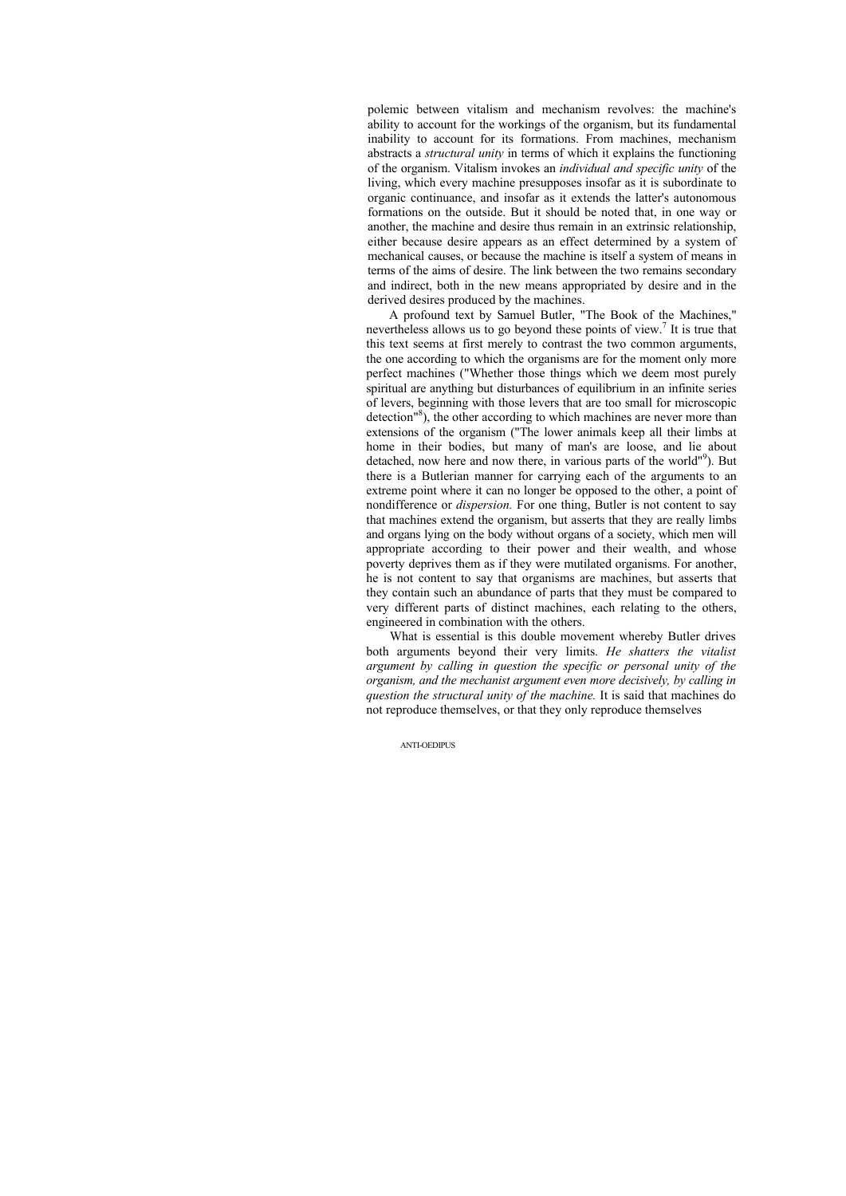polemic between vitalism and mechanism revolves: the machine's ability to account for the workings of the organism, but its fundamental inability to account for its formations. From machines, mechanism abstracts a *structural unity* in terms of which it explains the functioning of the organism. Vitalism invokes an *individual and specific unity* of the living, which every machine presupposes insofar as it is subordinate to organic continuance, and insofar as it extends the latter's autonomous formations on the outside. But it should be noted that, in one way or another, the machine and desire thus remain in an extrinsic relationship, either because desire appears as an effect determined by a system of mechanical causes, or because the machine is itself a system of means in terms of the aims of desire. The link between the two remains secondary and indirect, both in the new means appropriated by desire and in the derived desires produced by the machines.

A profound text by Samuel Butler, "The Book of the Machines," nevertheless allows us to go beyond these points of view.[7] It is true that this text seems at first merely to contrast the two common arguments, the one according to which the organisms are for the moment only more perfect machines ("Whether those things which we deem most purely spiritual are anything but disturbances of equilibrium in an infinite series of levers, beginning with those levers that are too small for microscopic detection"[8]), the other according to which machines are never more than extensions of the organism ("The lower animals keep all their limbs at home in their bodies, but many of man's are loose, and lie about detached, now here and now there, in various parts of the world"[9]). But there is a Butlerian manner for carrying each of the arguments to an extreme point where it can no longer be opposed to the other, a point of nondifference or *dispersion.* For one thing, Butler is not content to say that machines extend the organism, but asserts that they are really limbs and organs lying on the body without organs of a society, which men will appropriate according to their power and their wealth, and whose poverty deprives them as if they were mutilated organisms. For another, he is not content to say that organisms are machines, but asserts that they contain such an abundance of parts that they must be compared to very different parts of distinct machines, each relating to the others, engineered in combination with the others.

What is essential is this double movement whereby Butler drives both arguments beyond their very limits. *He shatters the vitalist argument by calling in question the specific or personal unity of the organism, and the mechanist argument even more decisively, by calling in question the structural unity of the machine.* It is said that machines do not reproduce themselves, or that they only reproduce themselves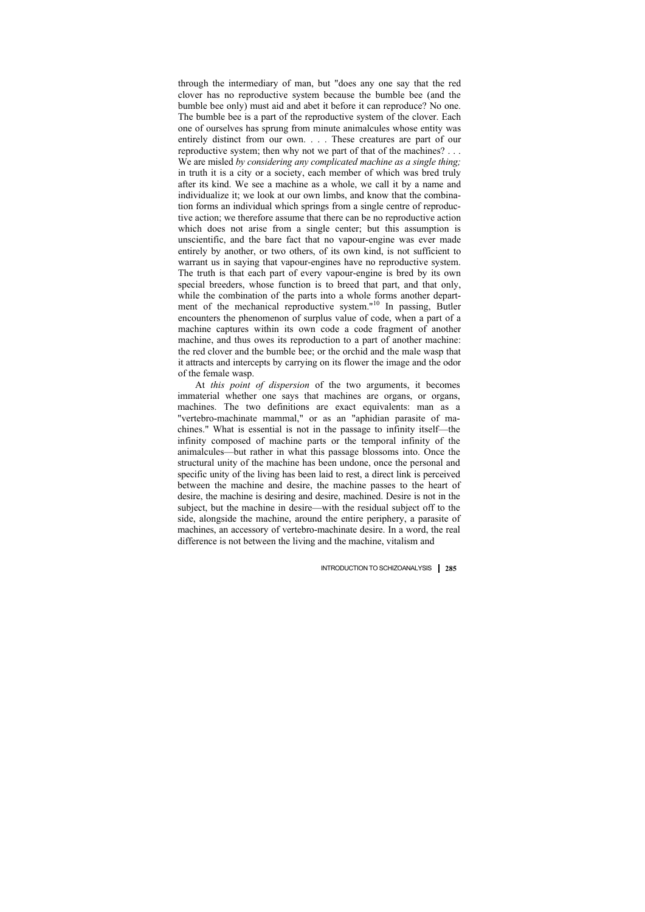through the intermediary of man, but "does any one say that the red clover has no reproductive system because the bumble bee (and the bumble bee only) must aid and abet it before it can reproduce? No one. The bumble bee is a part of the reproductive system of the clover. Each one of ourselves has sprung from minute animalcules whose entity was entirely distinct from our own. . . . These creatures are part of our reproductive system; then why not we part of that of the machines? . . . We are misled *by considering any complicated machine as a single thing;* in truth it is a city or a society, each member of which was bred truly after its kind. We see a machine as a whole, we call it by a name and individualize it; we look at our own limbs, and know that the combination forms an individual which springs from a single centre of reproductive action; we therefore assume that there can be no reproductive action which does not arise from a single center; but this assumption is unscientific, and the bare fact that no vapour-engine was ever made entirely by another, or two others, of its own kind, is not sufficient to warrant us in saying that vapour-engines have no reproductive system. The truth is that each part of every vapour-engine is bred by its own special breeders, whose function is to breed that part, and that only, while the combination of the parts into a whole forms another department of the mechanical reproductive system."[10] In passing, Butler encounters the phenomenon of surplus value of code, when a part of a machine captures within its own code a code fragment of another machine, and thus owes its reproduction to a part of another machine: the red clover and the bumble bee; or the orchid and the male wasp that it attracts and intercepts by carrying on its flower the image and the odor of the female wasp.

At *this point of dispersion* of the two arguments, it becomes immaterial whether one says that machines are organs, or organs, machines. The two definitions are exact equivalents: man as a "vertebro-machinate mammal," or as an "aphidian parasite of machines." What is essential is not in the passage to infinity itself—the infinity composed of machine parts or the temporal infinity of the animalcules—but rather in what this passage blossoms into. Once the structural unity of the machine has been undone, once the personal and specific unity of the living has been laid to rest, a direct link is perceived between the machine and desire, the machine passes to the heart of desire, the machine is desiring and desire, machined. Desire is not in the subject, but the machine in desire—with the residual subject off to the side, alongside the machine, around the entire periphery, a parasite of machines, an accessory of vertebro-machinate desire. In a word, the real difference is not between the living and the machine, vitalism and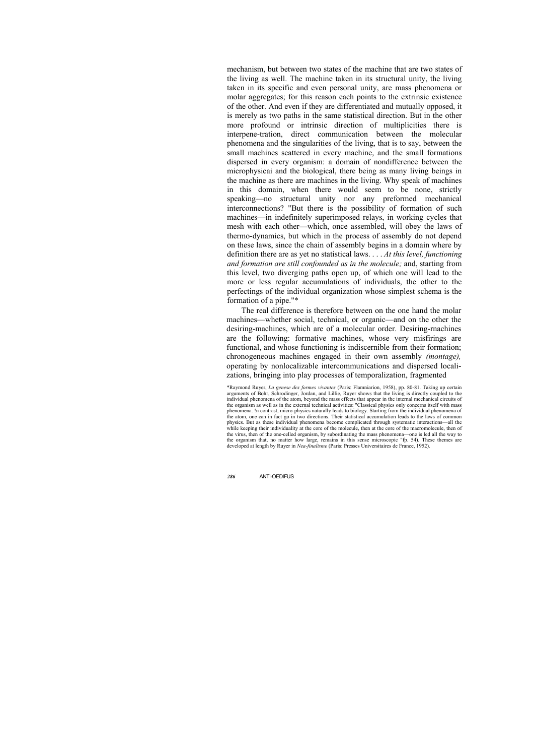mechanism, but between two states of the machine that are two states of the living as well. The machine taken in its structural unity, the living taken in its specific and even personal unity, are mass phenomena or molar aggregates; for this reason each points to the extrinsic existence of the other. And even if they are differentiated and mutually opposed, it is merely as two paths in the same statistical direction. But in the other more profound or intrinsic direction of multiplicities there is interpene-tration, direct communication between the molecular phenomena and the singularities of the living, that is to say, between the small machines scattered in every machine, and the small formations dispersed in every organism: a domain of nondifference between the microphysicai and the biological, there being as many living beings in the machine as there are machines in the living. Why speak of machines in this domain, when there would seem to be none, strictly speaking—no structural unity nor any preformed mechanical interconnections? "But there is the possibility of formation of such machines—in indefinitely superimposed relays, in working cycles that mesh with each other—which, once assembled, will obey the laws of thermo-dynamics, but which in the process of assembly do not depend on these laws, since the chain of assembly begins in a domain where by definition there are as yet no statistical laws. . . . *At this level, functioning and formation are still confounded as in the molecule;* and, starting from this level, two diverging paths open up, of which one will lead to the more or less regular accumulations of individuals, the other to the perfectings of the individual organization whose simplest schema is the formation of a pipe."*

The real difference is therefore between on the one hand the molar machines—whether social, technical, or organic—and on the other the desiring-machines, which are of a molecular order. Desiring-rnachines are the following: formative machines, whose very misfirings are functional, and whose functioning is indiscernible from their formation; chronogeneous machines engaged in their own assembly *(montage),* operating by nonlocalizable intercommunications and dispersed locali-zations, bringing into play processes of temporalization, fragmented

*Raymond Ruyer, *La genese des formes vivantes* (Paris: Flamniarion, 1958), pp. 80-81. Taking up certain arguments of Bohr, Schrodinger, Jordan, and Lillie, Ruyer shows that the living is directly coupled to the individual phenomena of the atom, beyond the mass effects that appear in the internal mechanical circuits of the organism as well as in the external technical activities: "Classical physics only concerns itself with mass phenomena. !n contrast, micro-physics naturally leads to biology. Starting from the individual phenomena of the atom, one can in fact go in two directions. Their statistical accumulation leads to the laws of common physics. But as these individual phenomena become complicated through systematic interactions—all the while keeping their individuality at the core of the molecule, then at the core of the macromolecule, then of the virus, then of the one-celled organism, by subordinating the mass phenomena—one is led all the way to the organism that, no matter how large, remains in this sense microscopic "fp. 54). These themes are developed at length by Ruyer in *Nea-finalisme* (Paris: Presses Universitaires de France, 1952).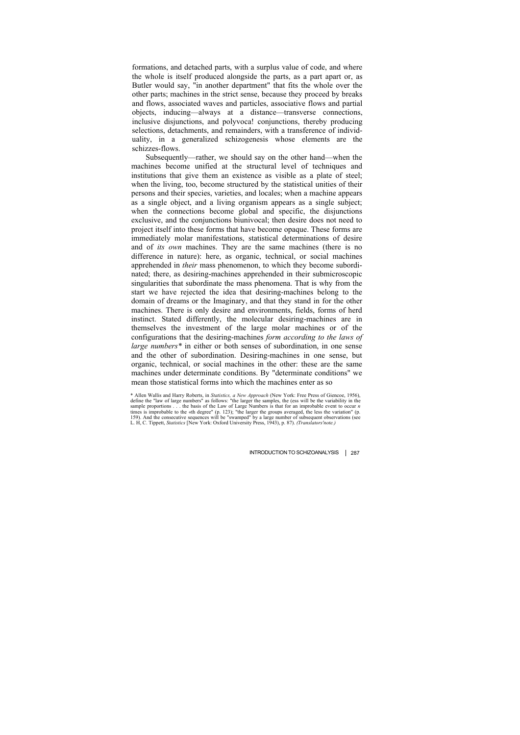formations, and detached parts, with a surplus value of code, and where the whole is itself produced alongside the parts, as a part apart or, as Butler would say, "in another department" that fits the whole over the other parts; machines in the strict sense, because they proceed by breaks and flows, associated waves and particles, associative flows and partial objects, inducing—always at a distance—transverse connections, inclusive disjunctions, and polyvoca! conjunctions, thereby producing selections, detachments, and remainders, with a transference of individuality, in a generalized schizogenesis whose elements are the schizzes-flows.

Subsequently—rather, we should say on the other hand—when the machines become unified at the structural level of techniques and institutions that give them an existence as visible as a plate of steel; when the living, too, become structured by the statistical unities of their persons and their species, varieties, and locales; when a machine appears as a single object, and a living organism appears as a single subject; when the connections become global and specific, the disjunctions exclusive, and the conjunctions biunivocal; then desire does not need to project itself into these forms that have become opaque. These forms are immediately molar manifestations, statistical determinations of desire and of *its own* machines. They are the same machines (there is no difference in nature): here, as organic, technical, or social machines apprehended in *their* mass phenomenon, to which they become subordinated; there, as desiring-machines apprehended in their submicroscopic singularities that subordinate the mass phenomena. That is why from the start we have rejected the idea that desiring-machines belong to the domain of dreams or the Imaginary, and that they stand in for the other machines. There is only desire and environments, fields, forms of herd instinct. Stated differently, the molecular desiring-machines are in themselves the investment of the large molar machines or of the configurations that the desiring-machines *form according to the laws of large numbers** in either or both senses of subordination, in one sense and the other of subordination. Desiring-machines in one sense, but organic, technical, or social machines in the other: these are the same machines under determinate conditions. By "determinate conditions" we mean those statistical forms into which the machines enter as so

* Allen Wallis and Harry Roberts, in *Statistics, a New Approach* (New York: Free Press of Giencoe, 1956), define the "law of large numbers" as follows: "the larger the samples, the (ess will be the variability in the sample proportions . . . the basis of the Law of Large Numbers is that for an improbable event to occur *n* times is improbable to the «th degree" (p. 123); "the larger the groups averaged, the less the variation" (p. 159). And the consecutive sequences will be "swamped" by a large number of subsequent observations (see L. H, C. Tippett, *Statistics* [New York: Oxford University Press, 1943), p. 87). *(Translators'note.)*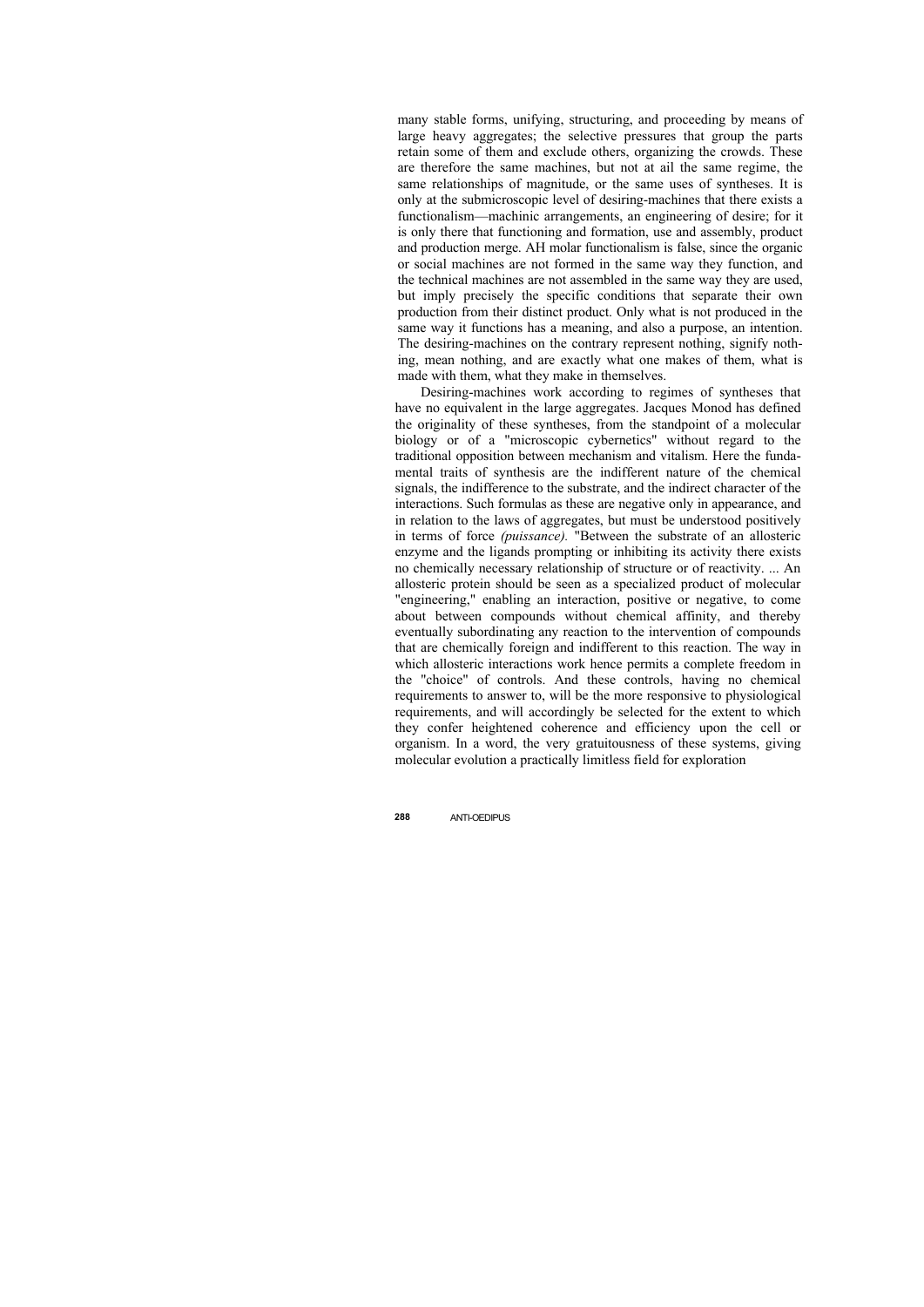many stable forms, unifying, structuring, and proceeding by means of large heavy aggregates; the selective pressures that group the parts retain some of them and exclude others, organizing the crowds. These are therefore the same machines, but not at ail the same regime, the same relationships of magnitude, or the same uses of syntheses. It is only at the submicroscopic level of desiring-machines that there exists a functionalism—machinic arrangements, an engineering of desire; for it is only there that functioning and formation, use and assembly, product and production merge. AH molar functionalism is false, since the organic or social machines are not formed in the same way they function, and the technical machines are not assembled in the same way they are used, but imply precisely the specific conditions that separate their own production from their distinct product. Only what is not produced in the same way it functions has a meaning, and also a purpose, an intention. The desiring-machines on the contrary represent nothing, signify nothing, mean nothing, and are exactly what one makes of them, what is made with them, what they make in themselves.

Desiring-machines work according to regimes of syntheses that have no equivalent in the large aggregates. Jacques Monod has defined the originality of these syntheses, from the standpoint of a molecular biology or of a "microscopic cybernetics" without regard to the traditional opposition between mechanism and vitalism. Here the fundamental traits of synthesis are the indifferent nature of the chemical signals, the indifference to the substrate, and the indirect character of the interactions. Such formulas as these are negative only in appearance, and in relation to the laws of aggregates, but must be understood positively in terms of force *(puissance).* "Between the substrate of an allosteric enzyme and the ligands prompting or inhibiting its activity there exists no chemically necessary relationship of structure or of reactivity. ... An allosteric protein should be seen as a specialized product of molecular "engineering," enabling an interaction, positive or negative, to come about between compounds without chemical affinity, and thereby eventually subordinating any reaction to the intervention of compounds that are chemically foreign and indifferent to this reaction. The way in which allosteric interactions work hence permits a complete freedom in the "choice" of controls. And these controls, having no chemical requirements to answer to, will be the more responsive to physiological requirements, and will accordingly be selected for the extent to which they confer heightened coherence and efficiency upon the cell or organism. In a word, the very gratuitousness of these systems, giving molecular evolution a practically limitless field for exploration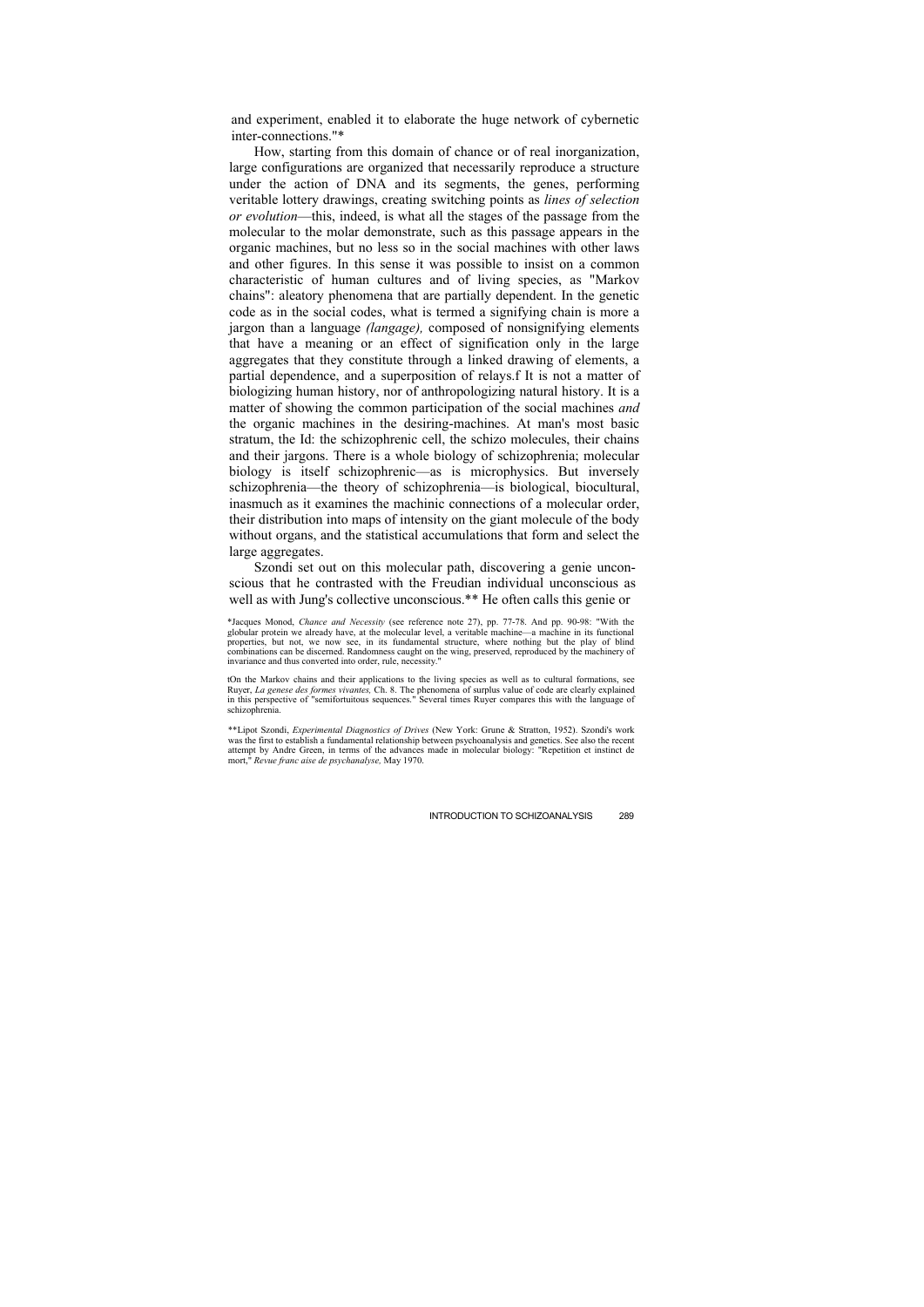and experiment, enabled it to elaborate the huge network of cybernetic inter-connections."*

How, starting from this domain of chance or of real inorganization, large configurations are organized that necessarily reproduce a structure under the action of DNA and its segments, the genes, performing veritable lottery drawings, creating switching points as *lines of selection or evolution*—this, indeed, is what all the stages of the passage from the molecular to the molar demonstrate, such as this passage appears in the organic machines, but no less so in the social machines with other laws and other figures. In this sense it was possible to insist on a common characteristic of human cultures and of living species, as "Markov chains": aleatory phenomena that are partially dependent. In the genetic code as in the social codes, what is termed a signifying chain is more a jargon than a language *(langage),* composed of nonsignifying elements that have a meaning or an effect of signification only in the large aggregates that they constitute through a linked drawing of elements, a partial dependence, and a superposition of relays.† It is not a matter of biologizing human history, nor of anthropologizing natural history. It is a matter of showing the common participation of the social machines *and* the organic machines in the desiring-machines. At man's most basic stratum, the Id: the schizophrenic cell, the schizo molecules, their chains and their jargons. There is a whole biology of schizophrenia; molecular biology is itself schizophrenic—as is microphysics. But inversely schizophrenia—the theory of schizophrenia—is biological, biocultural, inasmuch as it examines the machinic connections of a molecular order, their distribution into maps of intensity on the giant molecule of the body without organs, and the statistical accumulations that form and select the large aggregates.

Szondi set out on this molecular path, discovering a genie unconscious that he contrasted with the Freudian individual unconscious as well as with Jung's collective unconscious.** He often calls this genie or

*Jacques Monod, *Chance and Necessity* (see reference note 27), pp. 77-78. And pp. 90-98: "With the globular protein we already have, at the molecular level, a veritable machine—a machine in its functional properties, but not, we now see, in its fundamental structure, where nothing but the play of blind combinations can be discerned. Randomness caught on the wing, preserved, reproduced by the machinery of invariance and thus converted into order, rule, necessity."

†On the Markov chains and their applications to the living species as well as to cultural formations, see Ruyer, *La genese des formes vivantes,* Ch. 8. The phenomena of surplus value of code are clearly explained in this perspective of "semifortuitous sequences." Several times Ruyer compares this with the language of schizophrenia.

**Lipot Szondi, *Experimental Diagnostics of Drives* (New York: Grune & Stratton, 1952). Szondi's work was the first to establish a fundamental relationship between psychoanalysis and genetics. See also the recent attempt by Andre Green, in terms of the advances made in molecular biology: "Repetition et instinct de mort," *Revue franc aise de psychanalyse,* May 1970.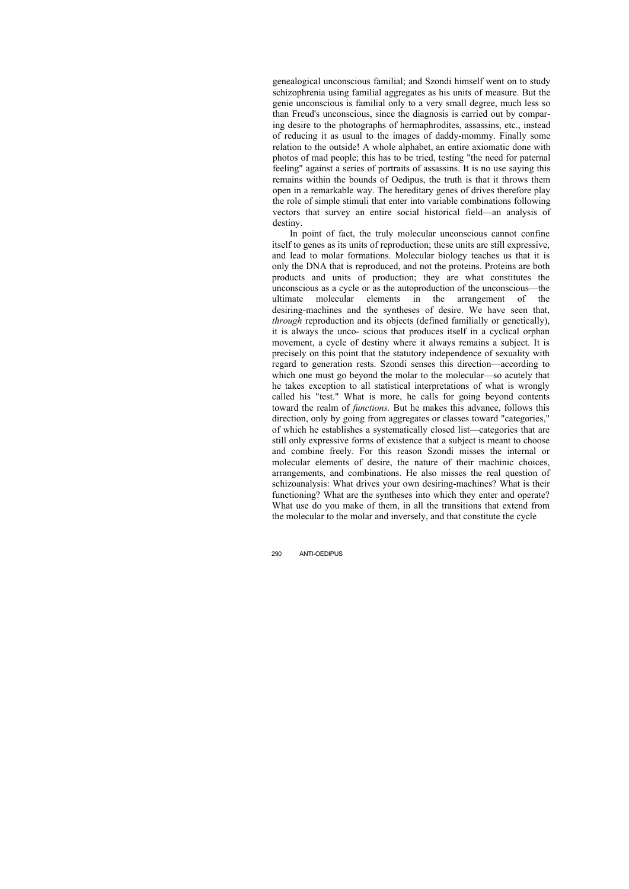genealogical unconscious familial; and Szondi himself went on to study schizophrenia using familial aggregates as his units of measure. But the genie unconscious is familial only to a very small degree, much less so than Freud's unconscious, since the diagnosis is carried out by comparing desire to the photographs of hermaphrodites, assassins, etc., instead of reducing it as usual to the images of daddy-mommy. Finally some relation to the outside! A whole alphabet, an entire axiomatic done with photos of mad people; this has to be tried, testing "the need for paternal feeling" against a series of portraits of assassins. It is no use saying this remains within the bounds of Oedipus, the truth is that it throws them open in a remarkable way. The hereditary genes of drives therefore play the role of simple stimuli that enter into variable combinations following vectors that survey an entire social historical field—an analysis of destiny.

In point of fact, the truly molecular unconscious cannot confine itself to genes as its units of reproduction; these units are still expressive, and lead to molar formations. Molecular biology teaches us that it is only the DNA that is reproduced, and not the proteins. Proteins are both products and units of production; they are what constitutes the unconscious as a cycle or as the autoproduction of the unconscious—the ultimate molecular elements in the arrangement of the desiring-machines and the syntheses of desire. We have seen that, *through* reproduction and its objects (defined familially or genetically), it is always the unco- scious that produces itself in a cyclical orphan movement, a cycle of destiny where it always remains a subject. It is precisely on this point that the statutory independence of sexuality with regard to generation rests. Szondi senses this direction—according to which one must go beyond the molar to the molecular—so acutely that he takes exception to all statistical interpretations of what is wrongly called his "test." What is more, he calls for going beyond contents toward the realm of *functions.* But he makes this advance, follows this direction, only by going from aggregates or classes toward "categories," of which he establishes a systematically closed list—categories that are still only expressive forms of existence that a subject is meant to choose and combine freely. For this reason Szondi misses the internal or molecular elements of desire, the nature of their machinic choices, arrangements, and combinations. He also misses the real question of schizoanalysis: What drives your own desiring-machines? What is their functioning? What are the syntheses into which they enter and operate? What use do you make of them, in all the transitions that extend from the molecular to the molar and inversely, and that constitute the cycle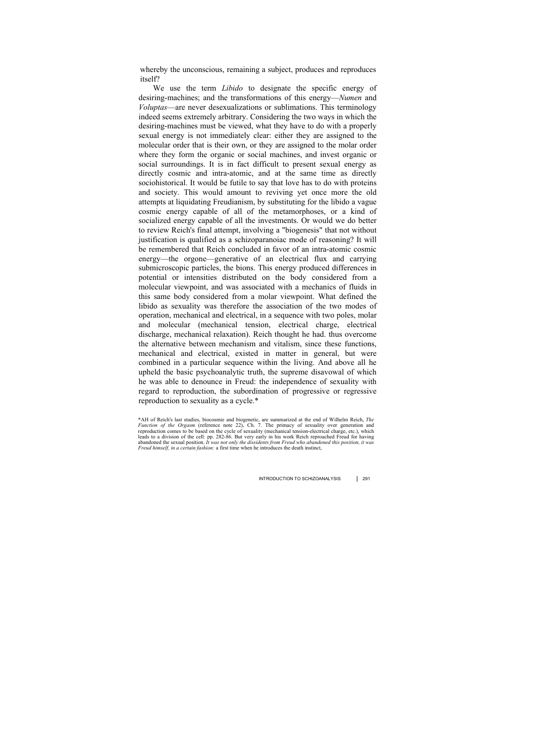whereby the unconscious, remaining a subject, produces and reproduces itself?

We use the term *Libido* to designate the specific energy of desiring-machines; and the transformations of this energy—*Numen* and *Voluptas*—are never desexualizations or sublimations. This terminology indeed seems extremely arbitrary. Considering the two ways in which the desiring-machines must be viewed, what they have to do with a properly sexual energy is not immediately clear: either they are assigned to the molecular order that is their own, or they are assigned to the molar order where they form the organic or social machines, and invest organic or social surroundings. It is in fact difficult to present sexual energy as directly cosmic and intra-atomic, and at the same time as directly sociohistorical. It would be futile to say that love has to do with proteins and society. This would amount to reviving yet once more the old attempts at liquidating Freudianism, by substituting for the libido a vague cosmic energy capable of all of the metamorphoses, or a kind of socialized energy capable of all the investments. Or would we do better to review Reich's final attempt, involving a "biogenesis" that not without justification is qualified as a schizoparanoiac mode of reasoning? It will be remembered that Reich concluded in favor of an intra-atomic cosmic energy—the orgone—generative of an electrical flux and carrying submicroscopic particles, the bions. This energy produced differences in potential or intensities distributed on the body considered from a molecular viewpoint, and was associated with a mechanics of fluids in this same body considered from a molar viewpoint. What defined the libido as sexuality was therefore the association of the two modes of operation, mechanical and electrical, in a sequence with two poles, molar and molecular (mechanical tension, electrical charge, electrical discharge, mechanical relaxation). Reich thought he had. thus overcome the alternative between mechanism and vitalism, since these functions, mechanical and electrical, existed in matter in general, but were combined in a particular sequence within the living. And above all he upheld the basic psychoanalytic truth, the supreme disavowal of which he was able to denounce in Freud: the independence of sexuality with regard to reproduction, the subordination of progressive or regressive reproduction to sexuality as a cycle.*

*AH of Reich's last studies, biocosmic and biogenetic, are summarized at the end of Wilhelm Reich, *The Function of the Orgasm* (reference note 22), Ch. 7. The primacy of sexuality over generation and reproduction comes to be based on the cycle of sexuality (mechanical tension-electrical charge, etc.), which leads to a division of the cell: pp. 282-86. But very early in his work Reich reproached Freud for having abandoned the sexual position. *It was not only the dissidents from Freud who abandoned this position, it was Freud himself, in a certain fashion:* a first time when he introduces the death instinct,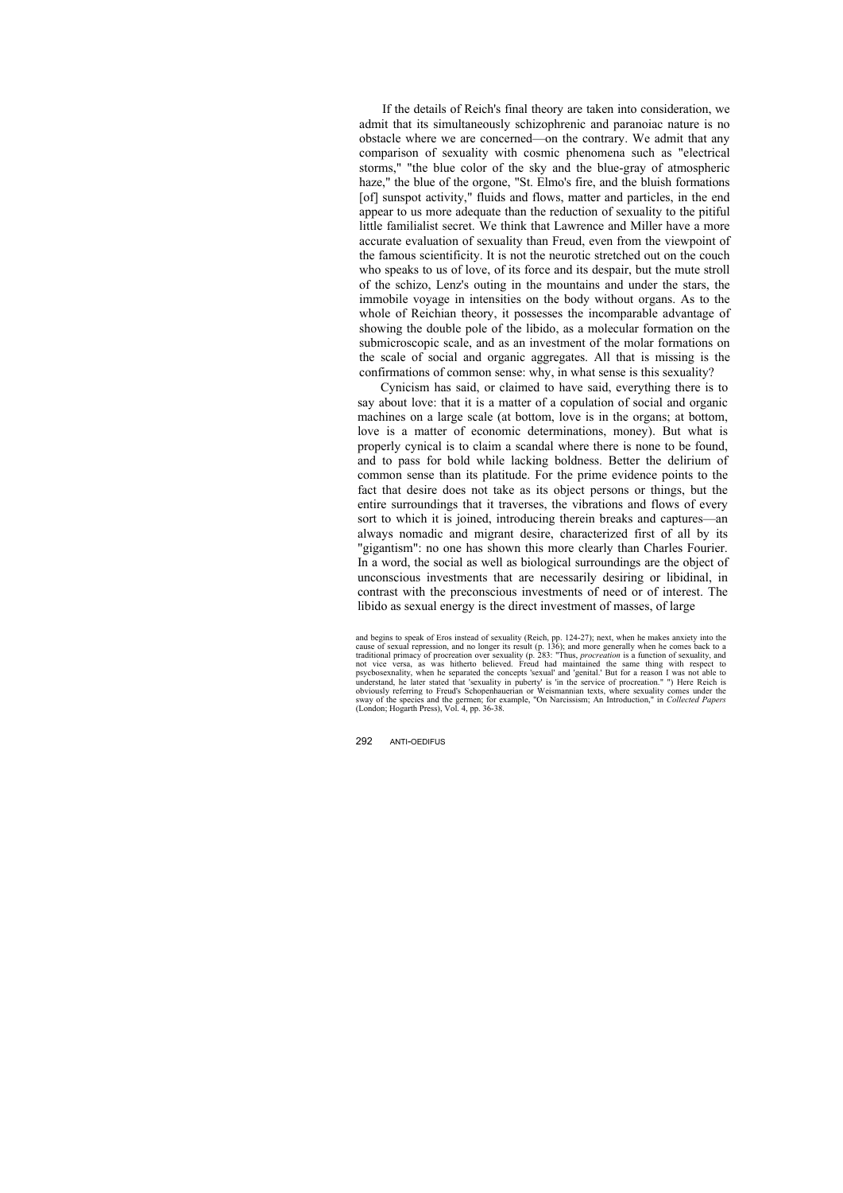If the details of Reich's final theory are taken into consideration, we admit that its simultaneously schizophrenic and paranoiac nature is no obstacle where we are concerned—on the contrary. We admit that any comparison of sexuality with cosmic phenomena such as "electrical storms," "the blue color of the sky and the blue-gray of atmospheric haze," the blue of the orgone, "St. Elmo's fire, and the bluish formations [of] sunspot activity," fluids and flows, matter and particles, in the end appear to us more adequate than the reduction of sexuality to the pitiful little familialist secret. We think that Lawrence and Miller have a more accurate evaluation of sexuality than Freud, even from the viewpoint of the famous scientificity. It is not the neurotic stretched out on the couch who speaks to us of love, of its force and its despair, but the mute stroll of the schizo, Lenz's outing in the mountains and under the stars, the immobile voyage in intensities on the body without organs. As to the whole of Reichian theory, it possesses the incomparable advantage of showing the double pole of the libido, as a molecular formation on the submicroscopic scale, and as an investment of the molar formations on the scale of social and organic aggregates. All that is missing is the confirmations of common sense: why, in what sense is this sexuality?

Cynicism has said, or claimed to have said, everything there is to say about love: that it is a matter of a copulation of social and organic machines on a large scale (at bottom, love is in the organs; at bottom, love is a matter of economic determinations, money). But what is properly cynical is to claim a scandal where there is none to be found, and to pass for bold while lacking boldness. Better the delirium of common sense than its platitude. For the prime evidence points to the fact that desire does not take as its object persons or things, but the entire surroundings that it traverses, the vibrations and flows of every sort to which it is joined, introducing therein breaks and captures—an always nomadic and migrant desire, characterized first of all by its "gigantism": no one has shown this more clearly than Charles Fourier. In a word, the social as well as biological surroundings are the object of unconscious investments that are necessarily desiring or libidinal, in contrast with the preconscious investments of need or of interest. The libido as sexual energy is the direct investment of masses, of large

and begins to speak of Eros instead of sexuality (Reich, pp. 124-27); next, when he makes anxiety into the cause of sexual repression, and no longer its result (p. 136); and more generally when he comes back to a traditional primacy of procreation over sexuality (p. 283: "Thus, *procreation* is a function of sexuality, and not vice versa, as was hitherto believed. Freud had maintained the same thing with respect to psychosexnality, when he separated the concepts 'sexual' and 'genital.' But for a reason I was not able to understand, he later stated that 'sexuality in puberty' is 'in the service of procreation.'") Here Reich is obviously referring to Freud's Schopenhauerian or Weismannian texts, where sexuality comes under the sway of the species and the germen; for example, "On Narcissism; An Introduction," in *Collected Papers* (London; Hogarth Press), Vol. 4, pp. 36-38.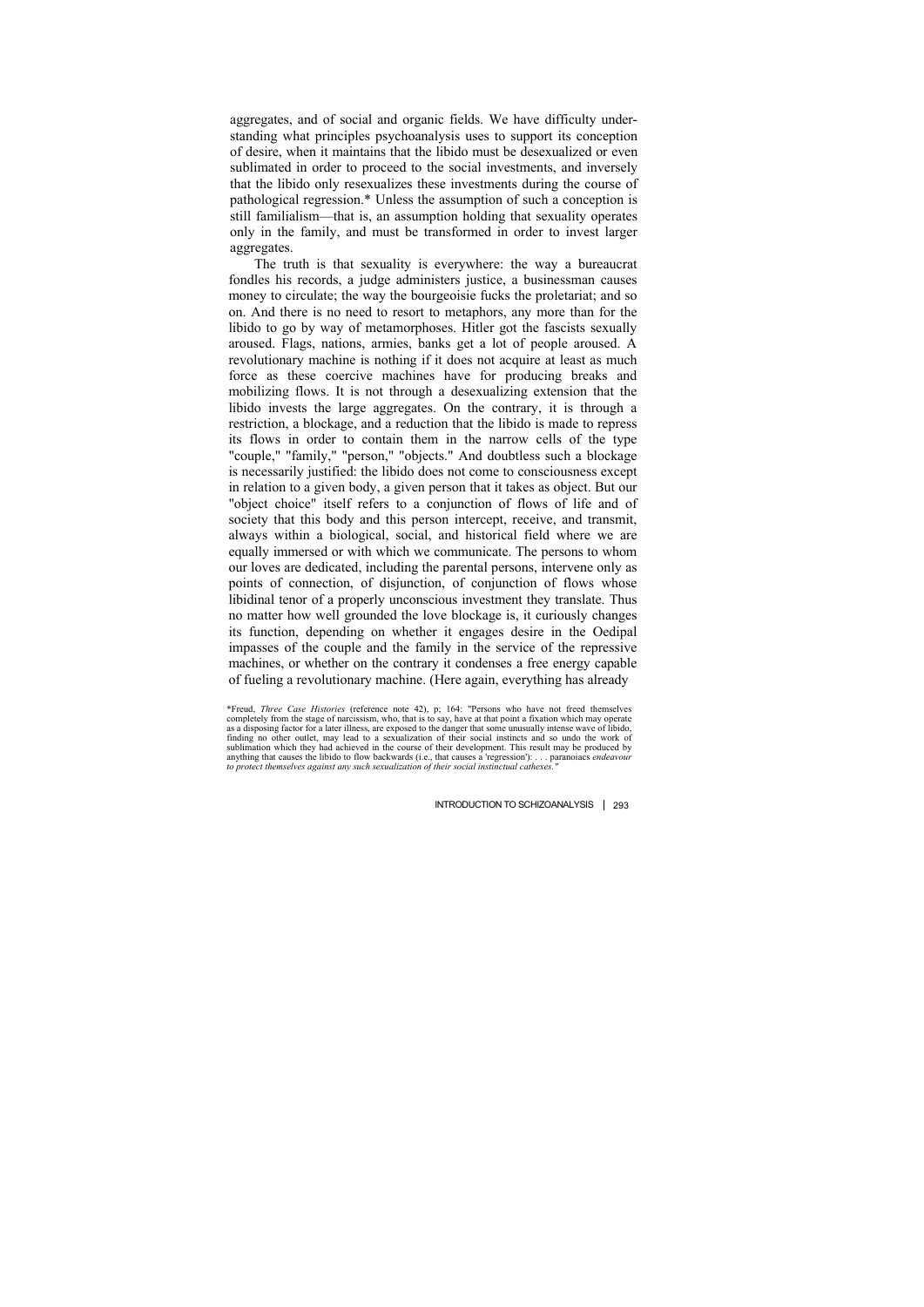aggregates, and of social and organic fields. We have difficulty understanding what principles psychoanalysis uses to support its conception of desire, when it maintains that the libido must be desexualized or even sublimated in order to proceed to the social investments, and inversely that the libido only resexualizes these investments during the course of pathological regression.* Unless the assumption of such a conception is still familialism—that is, an assumption holding that sexuality operates only in the family, and must be transformed in order to invest larger aggregates.

The truth is that sexuality is everywhere: the way a bureaucrat fondles his records, a judge administers justice, a businessman causes money to circulate; the way the bourgeoisie fucks the proletariat; and so on. And there is no need to resort to metaphors, any more than for the libido to go by way of metamorphoses. Hitler got the fascists sexually aroused. Flags, nations, armies, banks get a lot of people aroused. A revolutionary machine is nothing if it does not acquire at least as much force as these coercive machines have for producing breaks and mobilizing flows. It is not through a desexualizing extension that the libido invests the large aggregates. On the contrary, it is through a restriction, a blockage, and a reduction that the libido is made to repress its flows in order to contain them in the narrow cells of the type "couple," "family," "person," "objects." And doubtless such a blockage is necessarily justified: the libido does not come to consciousness except in relation to a given body, a given person that it takes as object. But our "object choice" itself refers to a conjunction of flows of life and of society that this body and this person intercept, receive, and transmit, always within a biological, social, and historical field where we are equally immersed or with which we communicate. The persons to whom our loves are dedicated, including the parental persons, intervene only as points of connection, of disjunction, of conjunction of flows whose libidinal tenor of a properly unconscious investment they translate. Thus no matter how well grounded the love blockage is, it curiously changes its function, depending on whether it engages desire in the Oedipal impasses of the couple and the family in the service of the repressive machines, or whether on the contrary it condenses a free energy capable of fueling a revolutionary machine. (Here again, everything has already

*Freud, *Three Case Histories* (reference note 42), p; 164: "Persons who have not freed themselves completely from the stage of narcissism, who, that is to say, have at that point a fixation which may operate as a disposing factor for a later illness, are exposed to the danger that some unusually intense wave of libido, finding no other outlet, may lead to a sexualization of their social instincts and so undo the work of sublimation which they had achieved in the course of their development. This result may be produced by anything that causes the libido to flow backwards (i.e., that causes a 'regression'): . . . paranoiacs *endeavour to protect themselves against any such sexualization of their social instinctual cathexes."*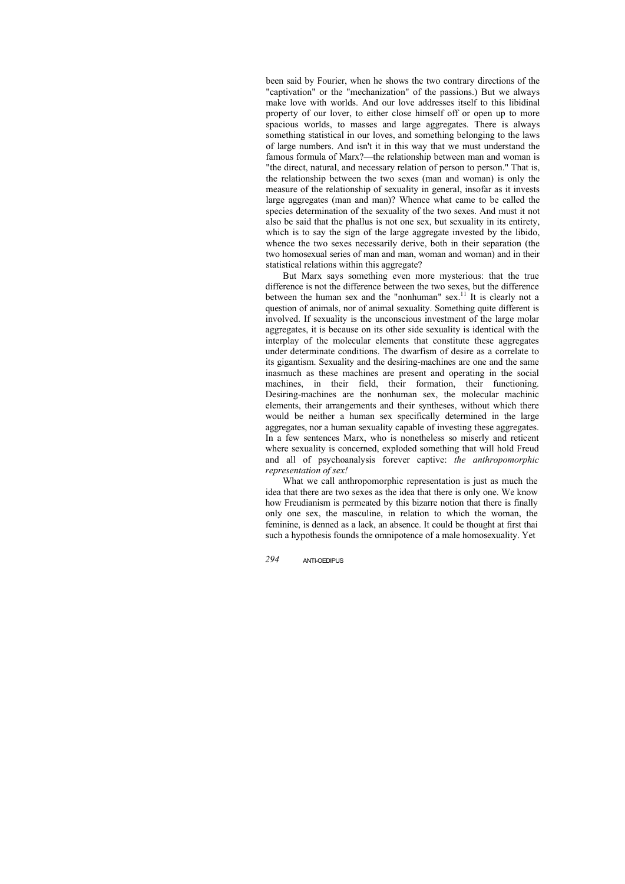been said by Fourier, when he shows the two contrary directions of the "captivation" or the "mechanization" of the passions.) But we always make love with worlds. And our love addresses itself to this libidinal property of our lover, to either close himself off or open up to more spacious worlds, to masses and large aggregates. There is always something statistical in our loves, and something belonging to the laws of large numbers. And isn't it in this way that we must understand the famous formula of Marx?—the relationship between man and woman is "the direct, natural, and necessary relation of person to person." That is, the relationship between the two sexes (man and woman) is only the measure of the relationship of sexuality in general, insofar as it invests large aggregates (man and man)? Whence what came to be called the species determination of the sexuality of the two sexes. And must it not also be said that the phallus is not one sex, but sexuality in its entirety, which is to say the sign of the large aggregate invested by the libido, whence the two sexes necessarily derive, both in their separation (the two homosexual series of man and man, woman and woman) and in their statistical relations within this aggregate?

But Marx says something even more mysterious: that the true difference is not the difference between the two sexes, but the difference between the human sex and the "nonhuman" sex.[11] It is clearly not a question of animals, nor of animal sexuality. Something quite different is involved. If sexuality is the unconscious investment of the large molar aggregates, it is because on its other side sexuality is identical with the interplay of the molecular elements that constitute these aggregates under determinate conditions. The dwarfism of desire as a correlate to its gigantism. Sexuality and the desiring-machines are one and the same inasmuch as these machines are present and operating in the social machines, in their field, their formation, their functioning. Desiring-machines are the nonhuman sex, the molecular machinic elements, their arrangements and their syntheses, without which there would be neither a human sex specifically determined in the large aggregates, nor a human sexuality capable of investing these aggregates. In a few sentences Marx, who is nonetheless so miserly and reticent where sexuality is concerned, exploded something that will hold Freud and all of psychoanalysis forever captive: *the anthropomorphic representation of sex!*

What we call anthropomorphic representation is just as much the idea that there are two sexes as the idea that there is only one. We know how Freudianism is permeated by this bizarre notion that there is finally only one sex, the masculine, in relation to which the woman, the feminine, is denned as a lack, an absence. It could be thought at first thai such a hypothesis founds the omnipotence of a male homosexuality. Yet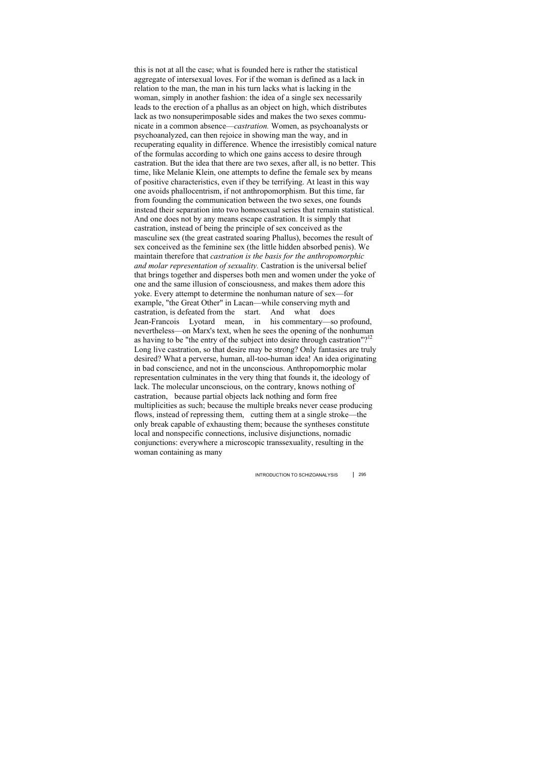this is not at all the case; what is founded here is rather the statistical aggregate of intersexual loves. For if the woman is defined as a lack in relation to the man, the man in his turn lacks what is lacking in the woman, simply in another fashion: the idea of a single sex necessarily leads to the erection of a phallus as an object on high, which distributes lack as two nonsuperimposable sides and makes the two sexes communicate in a common absence—*castration.* Women, as psychoanalysts or psychoanalyzed, can then rejoice in showing man the way, and in recuperating equality in difference. Whence the irresistibly comical nature of the formulas according to which one gains access to desire through castration. But the idea that there are two sexes, after all, is no better. This time, like Melanie Klein, one attempts to define the female sex by means of positive characteristics, even if they be terrifying. At least in this way one avoids phallocentrism, if not anthropomorphism. But this time, far from founding the communication between the two sexes, one founds instead their separation into two homosexual series that remain statistical. And one does not by any means escape castration. It is simply that castration, instead of being the principle of sex conceived as the masculine sex (the great castrated soaring Phallus), becomes the result of sex conceived as the feminine sex (the little hidden absorbed penis). We maintain therefore that *castration is the basis for the anthropomorphic and molar representation of sexuality.* Castration is the universal belief that brings together and disperses both men and women under the yoke of one and the same illusion of consciousness, and makes them adore this yoke. Every attempt to determine the nonhuman nature of sex—for example, "the Great Other" in Lacan—while conserving myth and castration, is defeated from the start. And what does Jean-Francois Lyotard mean, in his commentary—so profound, nevertheless—on Marx's text, when he sees the opening of the nonhuman as having to be "the entry of the subject into desire through castration"?[12] Long live castration, so that desire may be strong? Only fantasies are truly desired? What a perverse, human, all-too-human idea! An idea originating in bad conscience, and not in the unconscious. Anthropomorphic molar representation culminates in the very thing that founds it, the ideology of lack. The molecular unconscious, on the contrary, knows nothing of castration, because partial objects lack nothing and form free multiplicities as such; because the multiple breaks never cease producing flows, instead of repressing them, cutting them at a single stroke—the only break capable of exhausting them; because the syntheses constitute local and nonspecific connections, inclusive disjunctions, nomadic conjunctions: everywhere a microscopic transsexuality, resulting in the woman containing as many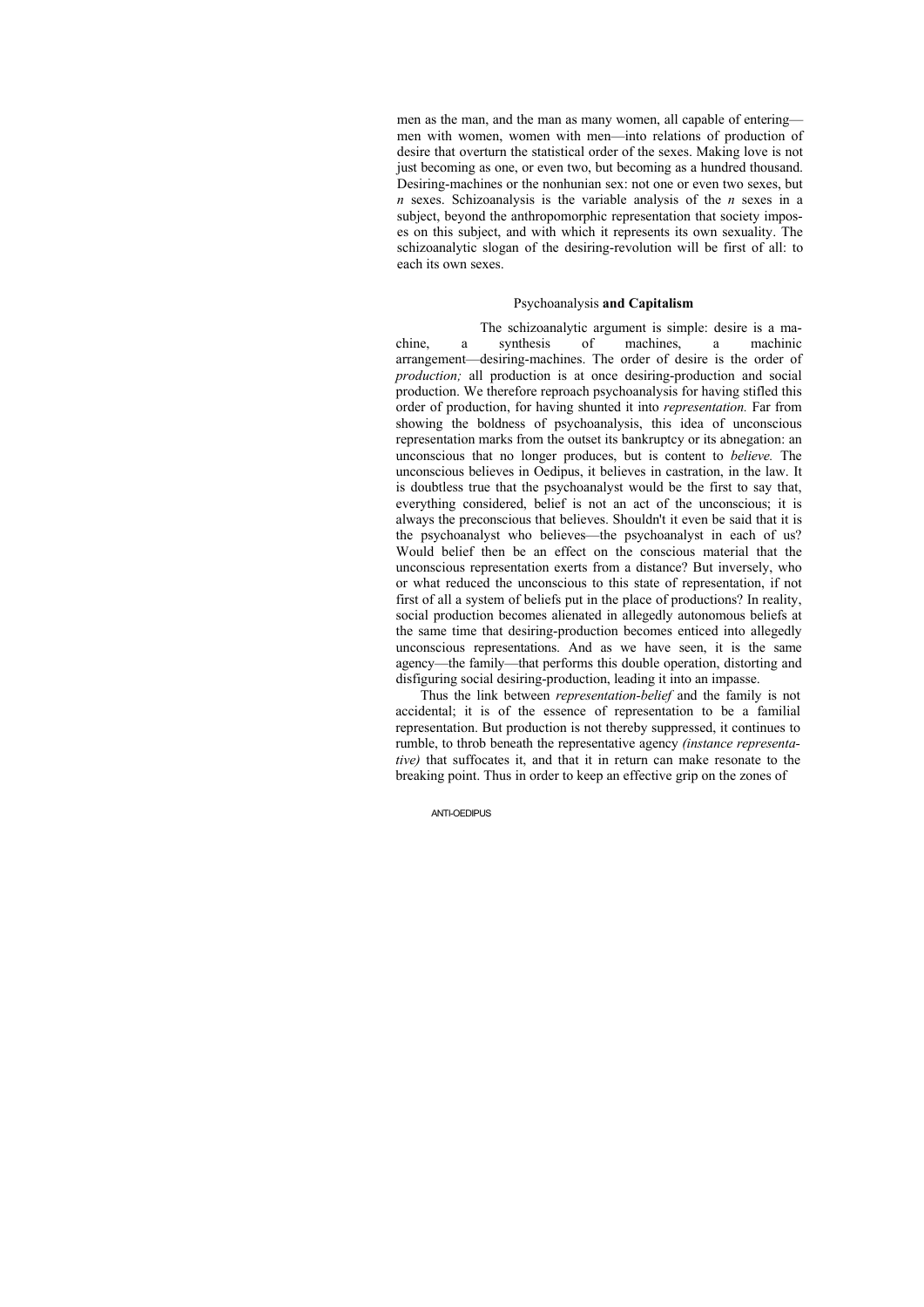men as the man, and the man as many women, all capable of entering—men with women, women with men—into relations of production of desire that overturn the statistical order of the sexes. Making love is not just becoming as one, or even two, but becoming as a hundred thousand. Desiring-machines or the nonhunian sex: not one or even two sexes, but *n* sexes. Schizoanalysis is the variable analysis of the *n* sexes in a subject, beyond the anthropomorphic representation that society imposes on this subject, and with which it represents its own sexuality. The schizoanalytic slogan of the desiring-revolution will be first of all: to each its own sexes.

## Psychoanalysis **and Capitalism**

The schizoanalytic argument is simple: desire is a machine, a synthesis of machines, a machinic arrangement—desiring-machines. The order of desire is the order of *production;* all production is at once desiring-production and social production. We therefore reproach psychoanalysis for having stifled this order of production, for having shunted it into *representation.* Far from showing the boldness of psychoanalysis, this idea of unconscious representation marks from the outset its bankruptcy or its abnegation: an unconscious that no longer produces, but is content to *believe.* The unconscious believes in Oedipus, it believes in castration, in the law. It is doubtless true that the psychoanalyst would be the first to say that, everything considered, belief is not an act of the unconscious; it is always the preconscious that believes. Shouldn't it even be said that it is the psychoanalyst who believes—the psychoanalyst in each of us? Would belief then be an effect on the conscious material that the unconscious representation exerts from a distance? But inversely, who or what reduced the unconscious to this state of representation, if not first of all a system of beliefs put in the place of productions? In reality, social production becomes alienated in allegedly autonomous beliefs at the same time that desiring-production becomes enticed into allegedly unconscious representations. And as we have seen, it is the same agency—the family—that performs this double operation, distorting and disfiguring social desiring-production, leading it into an impasse.

Thus the link between *representation-belief* and the family is not accidental; it is of the essence of representation to be a familial representation. But production is not thereby suppressed, it continues to rumble, to throb beneath the representative agency *(instance representative)* that suffocates it, and that it in return can make resonate to the breaking point. Thus in order to keep an effective grip on the zones of